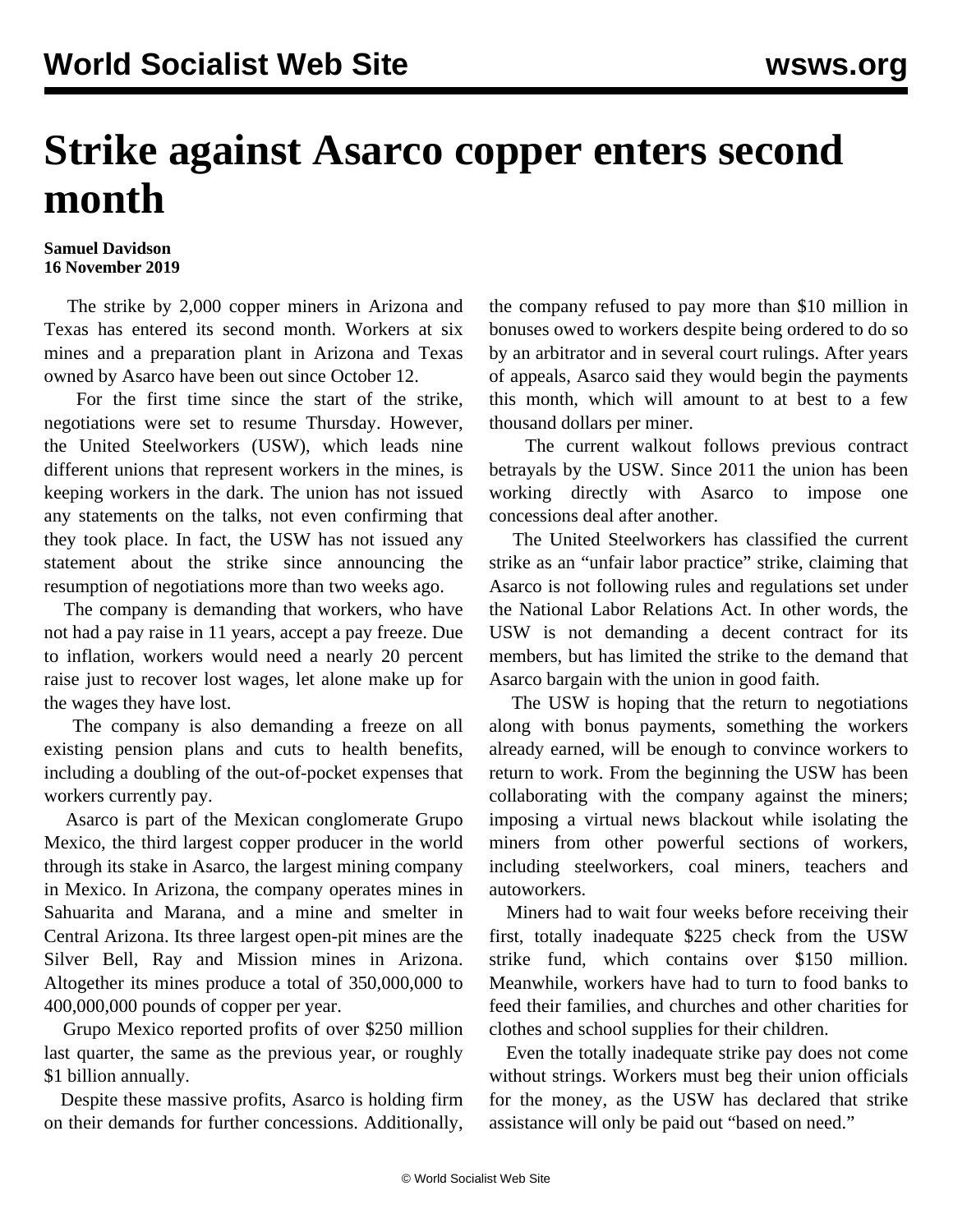# Strike against Asarco copper enters second month

**Samuel Davidson**
**16 November 2019**

The strike by 2,000 copper miners in Arizona and Texas has entered its second month. Workers at six mines and a preparation plant in Arizona and Texas owned by Asarco have been out since October 12.

For the first time since the start of the strike, negotiations were set to resume Thursday. However, the United Steelworkers (USW), which leads nine different unions that represent workers in the mines, is keeping workers in the dark. The union has not issued any statements on the talks, not even confirming that they took place. In fact, the USW has not issued any statement about the strike since announcing the resumption of negotiations more than two weeks ago.

The company is demanding that workers, who have not had a pay raise in 11 years, accept a pay freeze. Due to inflation, workers would need a nearly 20 percent raise just to recover lost wages, let alone make up for the wages they have lost.

The company is also demanding a freeze on all existing pension plans and cuts to health benefits, including a doubling of the out-of-pocket expenses that workers currently pay.

Asarco is part of the Mexican conglomerate Grupo Mexico, the third largest copper producer in the world through its stake in Asarco, the largest mining company in Mexico. In Arizona, the company operates mines in Sahuarita and Marana, and a mine and smelter in Central Arizona. Its three largest open-pit mines are the Silver Bell, Ray and Mission mines in Arizona. Altogether its mines produce a total of 350,000,000 to 400,000,000 pounds of copper per year.

Grupo Mexico reported profits of over $250 million last quarter, the same as the previous year, or roughly $1 billion annually.

Despite these massive profits, Asarco is holding firm on their demands for further concessions. Additionally, the company refused to pay more than $10 million in bonuses owed to workers despite being ordered to do so by an arbitrator and in several court rulings. After years of appeals, Asarco said they would begin the payments this month, which will amount to at best to a few thousand dollars per miner.

The current walkout follows previous contract betrayals by the USW. Since 2011 the union has been working directly with Asarco to impose one concessions deal after another.

The United Steelworkers has classified the current strike as an "unfair labor practice" strike, claiming that Asarco is not following rules and regulations set under the National Labor Relations Act. In other words, the USW is not demanding a decent contract for its members, but has limited the strike to the demand that Asarco bargain with the union in good faith.

The USW is hoping that the return to negotiations along with bonus payments, something the workers already earned, will be enough to convince workers to return to work. From the beginning the USW has been collaborating with the company against the miners; imposing a virtual news blackout while isolating the miners from other powerful sections of workers, including steelworkers, coal miners, teachers and autoworkers.

Miners had to wait four weeks before receiving their first, totally inadequate $225 check from the USW strike fund, which contains over $150 million. Meanwhile, workers have had to turn to food banks to feed their families, and churches and other charities for clothes and school supplies for their children.

Even the totally inadequate strike pay does not come without strings. Workers must beg their union officials for the money, as the USW has declared that strike assistance will only be paid out "based on need."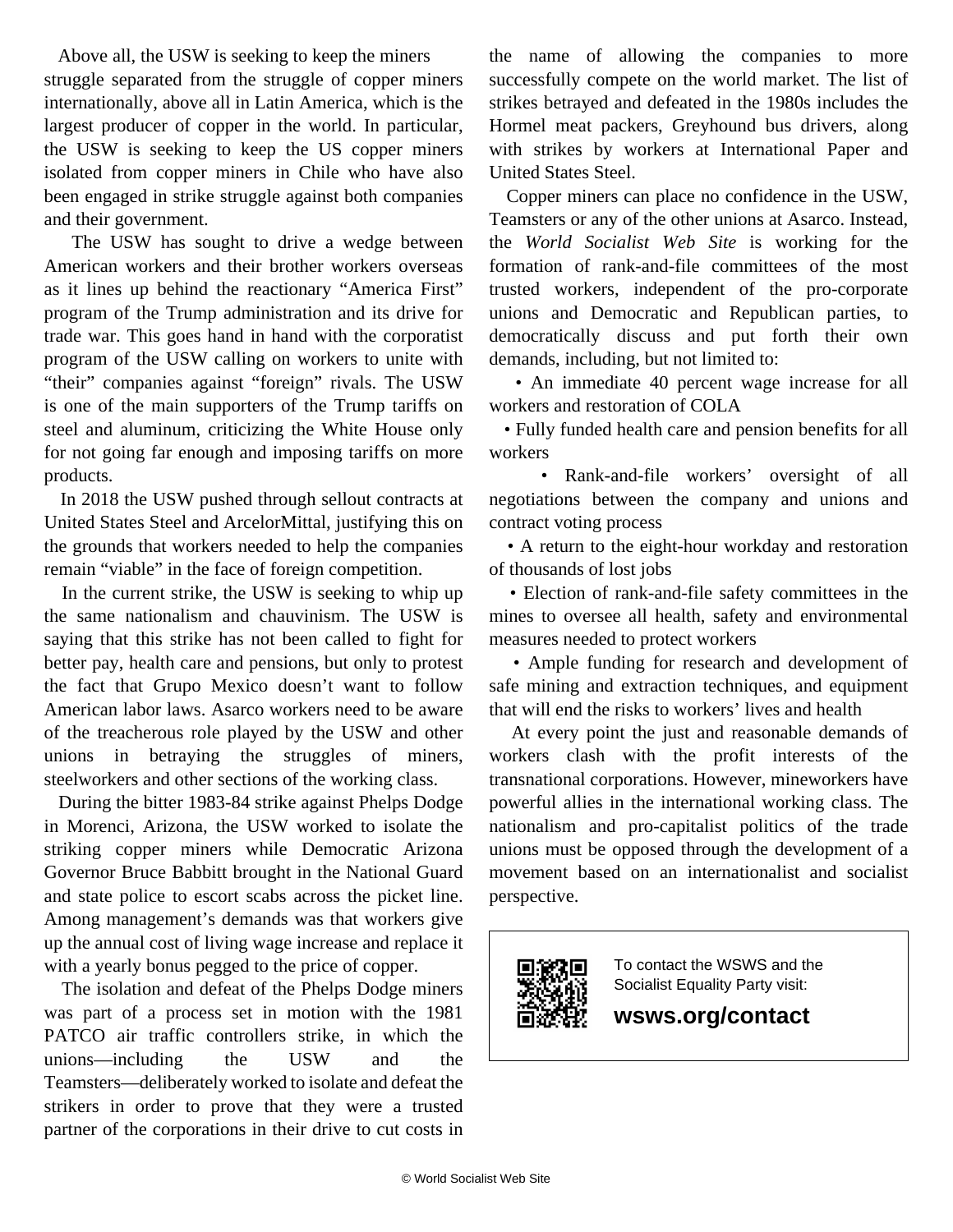Above all, the USW is seeking to keep the miners struggle separated from the struggle of copper miners internationally, above all in Latin America, which is the largest producer of copper in the world. In particular, the USW is seeking to keep the US copper miners isolated from copper miners in Chile who have also been engaged in strike struggle against both companies and their government.

The USW has sought to drive a wedge between American workers and their brother workers overseas as it lines up behind the reactionary "America First" program of the Trump administration and its drive for trade war. This goes hand in hand with the corporatist program of the USW calling on workers to unite with "their" companies against "foreign" rivals. The USW is one of the main supporters of the Trump tariffs on steel and aluminum, criticizing the White House only for not going far enough and imposing tariffs on more products.

In 2018 the USW pushed through sellout contracts at United States Steel and ArcelorMittal, justifying this on the grounds that workers needed to help the companies remain "viable" in the face of foreign competition.

In the current strike, the USW is seeking to whip up the same nationalism and chauvinism. The USW is saying that this strike has not been called to fight for better pay, health care and pensions, but only to protest the fact that Grupo Mexico doesn't want to follow American labor laws. Asarco workers need to be aware of the treacherous role played by the USW and other unions in betraying the struggles of miners, steelworkers and other sections of the working class.

During the bitter 1983-84 strike against Phelps Dodge in Morenci, Arizona, the USW worked to isolate the striking copper miners while Democratic Arizona Governor Bruce Babbitt brought in the National Guard and state police to escort scabs across the picket line. Among management's demands was that workers give up the annual cost of living wage increase and replace it with a yearly bonus pegged to the price of copper.

The isolation and defeat of the Phelps Dodge miners was part of a process set in motion with the 1981 PATCO air traffic controllers strike, in which the unions—including the USW and the Teamsters—deliberately worked to isolate and defeat the strikers in order to prove that they were a trusted partner of the corporations in their drive to cut costs in the name of allowing the companies to more successfully compete on the world market. The list of strikes betrayed and defeated in the 1980s includes the Hormel meat packers, Greyhound bus drivers, along with strikes by workers at International Paper and United States Steel.

Copper miners can place no confidence in the USW, Teamsters or any of the other unions at Asarco. Instead, the *World Socialist Web Site* is working for the formation of rank-and-file committees of the most trusted workers, independent of the pro-corporate unions and Democratic and Republican parties, to democratically discuss and put forth their own demands, including, but not limited to:

- An immediate 40 percent wage increase for all workers and restoration of COLA
- Fully funded health care and pension benefits for all workers
- Rank-and-file workers' oversight of all negotiations between the company and unions and contract voting process
- A return to the eight-hour workday and restoration of thousands of lost jobs
- Election of rank-and-file safety committees in the mines to oversee all health, safety and environmental measures needed to protect workers
- Ample funding for research and development of safe mining and extraction techniques, and equipment that will end the risks to workers' lives and health

At every point the just and reasonable demands of workers clash with the profit interests of the transnational corporations. However, mineworkers have powerful allies in the international working class. The nationalism and pro-capitalist politics of the trade unions must be opposed through the development of a movement based on an internationalist and socialist perspective.

To contact the WSWS and the Socialist Equality Party visit:

**wsws.org/contact**